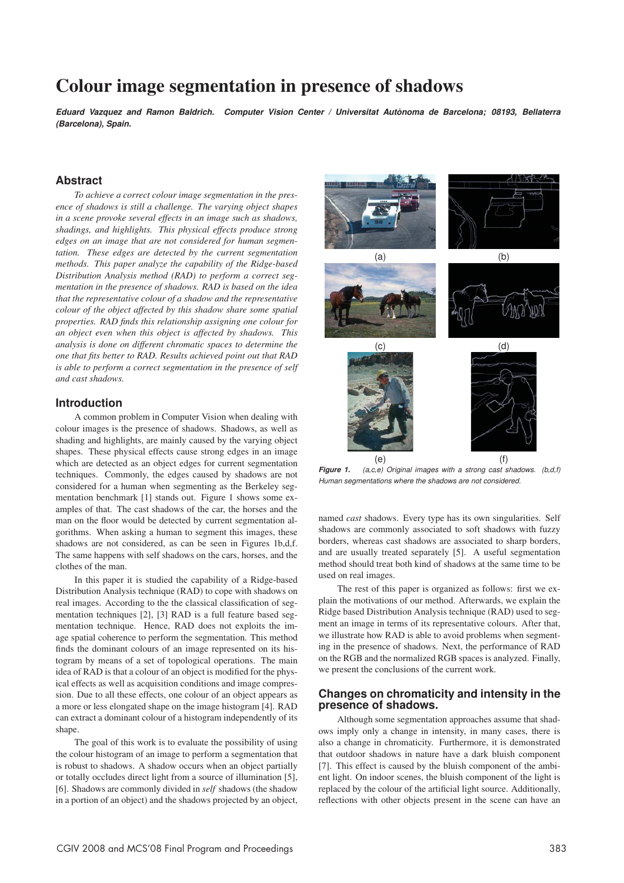# Colour image segmentation in presence of shadows

***Eduard Vazquez and Ramon Baldrich. Computer Vision Center / Universitat Autònoma de Barcelona; 08193, Bellaterra (Barcelona), Spain.***

## Abstract

*To achieve a correct colour image segmentation in the presence of shadows is still a challenge. The varying object shapes in a scene provoke several effects in an image such as shadows, shadings, and highlights. This physical effects produce strong edges on an image that are not considered for human segmentation. These edges are detected by the current segmentation methods. This paper analyze the capability of the Ridge-based Distribution Analysis method (RAD) to perform a correct segmentation in the presence of shadows. RAD is based on the idea that the representative colour of a shadow and the representative colour of the object affected by this shadow share some spatial properties. RAD finds this relationship assigning one colour for an object even when this object is affected by shadows. This analysis is done on different chromatic spaces to determine the one that fits better to RAD. Results achieved point out that RAD is able to perform a correct segmentation in the presence of self and cast shadows.*

## Introduction

A common problem in Computer Vision when dealing with colour images is the presence of shadows. Shadows, as well as shading and highlights, are mainly caused by the varying object shapes. These physical effects cause strong edges in an image which are detected as an object edges for current segmentation techniques. Commonly, the edges caused by shadows are not considered for a human when segmenting as the Berkeley segmentation benchmark [1] stands out. Figure 1 shows some examples of that. The cast shadows of the car, the horses and the man on the floor would be detected by current segmentation algorithms. When asking a human to segment this images, these shadows are not considered, as can be seen in Figures 1b,d,f. The same happens with self shadows on the cars, horses, and the clothes of the man.

In this paper it is studied the capability of a Ridge-based Distribution Analysis technique (RAD) to cope with shadows on real images. According to the the classical classification of segmentation techniques [2], [3] RAD is a full feature based segmentation technique. Hence, RAD does not exploits the image spatial coherence to perform the segmentation. This method finds the dominant colours of an image represented on its histogram by means of a set of topological operations. The main idea of RAD is that a colour of an object is modified for the physical effects as well as acquisition conditions and image compression. Due to all these effects, one colour of an object appears as a more or less elongated shape on the image histogram [4]. RAD can extract a dominant colour of a histogram independently of its shape.

The goal of this work is to evaluate the possibility of using the colour histogram of an image to perform a segmentation that is robust to shadows. A shadow occurs when an object partially or totally occludes direct light from a source of illumination [5], [6]. Shadows are commonly divided in *self* shadows (the shadow in a portion of an object) and the shadows projected by an object, named *cast* shadows. Every type has its own singularities. Self shadows are commonly associated to soft shadows with fuzzy borders, whereas cast shadows are associated to sharp borders, and are usually treated separately [5]. A useful segmentation method should treat both kind of shadows at the same time to be used on real images.

The rest of this paper is organized as follows: first we explain the motivations of our method. Afterwards, we explain the Ridge based Distribution Analysis technique (RAD) used to segment an image in terms of its representative colours. After that, we illustrate how RAD is able to avoid problems when segmenting in the presence of shadows. Next, the performance of RAD on the RGB and the normalized RGB spaces is analyzed. Finally, we present the conclusions of the current work.

(a) (b) (c) (d) (e) (f)

***Figure 1.*** *(a,c,e) Original images with a strong cast shadows. (b,d,f) Human segmentations where the shadows are not considered.*

## Changes on chromaticity and intensity in the presence of shadows.

Although some segmentation approaches assume that shadows imply only a change in intensity, in many cases, there is also a change in chromaticity. Furthermore, it is demonstrated that outdoor shadows in nature have a dark bluish component [7]. This effect is caused by the bluish component of the ambient light. On indoor scenes, the bluish component of the light is replaced by the colour of the artificial light source. Additionally, reflections with other objects present in the scene can have an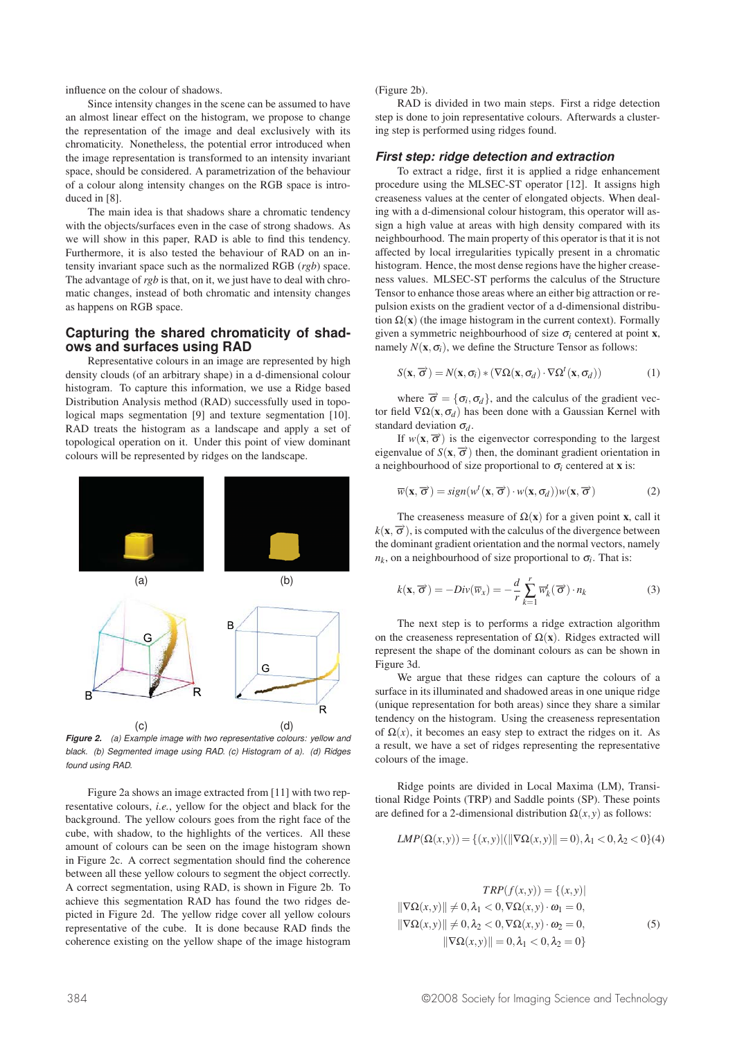influence on the colour of shadows.

Since intensity changes in the scene can be assumed to have an almost linear effect on the histogram, we propose to change the representation of the image and deal exclusively with its chromaticity. Nonetheless, the potential error introduced when the image representation is transformed to an intensity invariant space, should be considered. A parametrization of the behaviour of a colour along intensity changes on the RGB space is introduced in [8].

The main idea is that shadows share a chromatic tendency with the objects/surfaces even in the case of strong shadows. As we will show in this paper, RAD is able to find this tendency. Furthermore, it is also tested the behaviour of RAD on an intensity invariant space such as the normalized RGB (*rgb*) space. The advantage of *rgb* is that, on it, we just have to deal with chromatic changes, instead of both chromatic and intensity changes as happens on RGB space.

## Capturing the shared chromaticity of shadows and surfaces using RAD

Representative colours in an image are represented by high density clouds (of an arbitrary shape) in a d-dimensional colour histogram. To capture this information, we use a Ridge based Distribution Analysis method (RAD) successfully used in topological maps segmentation [9] and texture segmentation [10]. RAD treats the histogram as a landscape and apply a set of topological operation on it. Under this point of view dominant colours will be represented by ridges on the landscape.

*Figure 2. (a) Example image with two representative colours: yellow and black. (b) Segmented image using RAD. (c) Histogram of a). (d) Ridges found using RAD.*

Figure 2a shows an image extracted from [11] with two representative colours, *i.e.*, yellow for the object and black for the background. The yellow colours goes from the right face of the cube, with shadow, to the highlights of the vertices. All these amount of colours can be seen on the image histogram shown in Figure 2c. A correct segmentation should find the coherence between all these yellow colours to segment the object correctly. A correct segmentation, using RAD, is shown in Figure 2b. To achieve this segmentation RAD has found the two ridges depicted in Figure 2d. The yellow ridge cover all yellow colours representative of the cube. It is done because RAD finds the coherence existing on the yellow shape of the image histogram (Figure 2b).

RAD is divided in two main steps. First a ridge detection step is done to join representative colours. Afterwards a clustering step is performed using ridges found.

### First step: ridge detection and extraction

To extract a ridge, first it is applied a ridge enhancement procedure using the MLSEC-ST operator [12]. It assigns high creaseness values at the center of elongated objects. When dealing with a d-dimensional colour histogram, this operator will assign a high value at areas with high density compared with its neighbourhood. The main property of this operator is that it is not affected by local irregularities typically present in a chromatic histogram. Hence, the most dense regions have the higher creaseness values. MLSEC-ST performs the calculus of the Structure Tensor to enhance those areas where an either big attraction or repulsion exists on the gradient vector of a d-dimensional distribution $\Omega(\mathbf{x})$ (the image histogram in the current context). Formally given a symmetric neighbourhood of size $\sigma_i$ centered at point $\mathbf{x}$, namely $N(\mathbf{x}, \sigma_i)$, we define the Structure Tensor as follows:

$$S(\mathbf{x}, \overrightarrow{\sigma}) = N(\mathbf{x}, \sigma_i) * (\nabla\Omega(\mathbf{x}, \sigma_d) \cdot \nabla\Omega^t(\mathbf{x}, \sigma_d)) \tag{1}$$

where $\overrightarrow{\sigma} = \{\sigma_i, \sigma_d\}$, and the calculus of the gradient vector field $\nabla\Omega(\mathbf{x}, \sigma_d)$ has been done with a Gaussian Kernel with standard deviation $\sigma_d$.

If $w(\mathbf{x}, \overrightarrow{\sigma})$ is the eigenvector corresponding to the largest eigenvalue of $S(\mathbf{x}, \overrightarrow{\sigma})$ then, the dominant gradient orientation in a neighbourhood of size proportional to $\sigma_i$ centered at $\mathbf{x}$ is:

$$\overline{w}(\mathbf{x}, \overrightarrow{\sigma}) = sign(w^t(\mathbf{x}, \overrightarrow{\sigma}) \cdot w(\mathbf{x}, \sigma_d))w(\mathbf{x}, \overrightarrow{\sigma}) \tag{2}$$

The creaseness measure of $\Omega(\mathbf{x})$ for a given point $\mathbf{x}$, call it $k(\mathbf{x}, \overrightarrow{\sigma})$, is computed with the calculus of the divergence between the dominant gradient orientation and the normal vectors, namely $n_k$, on a neighbourhood of size proportional to $\sigma_i$. That is:

$$k(\mathbf{x}, \overrightarrow{\sigma}) = -Div(\overline{w}_x) = -\frac{d}{r}\sum_{k=1}^{r} \overline{w}_k^t(\overrightarrow{\sigma}) \cdot n_k \tag{3}$$

The next step is to performs a ridge extraction algorithm on the creaseness representation of $\Omega(\mathbf{x})$. Ridges extracted will represent the shape of the dominant colours as can be shown in Figure 3d.

We argue that these ridges can capture the colours of a surface in its illuminated and shadowed areas in one unique ridge (unique representation for both areas) since they share a similar tendency on the histogram. Using the creaseness representation of $\Omega(x)$, it becomes an easy step to extract the ridges on it. As a result, we have a set of ridges representing the representative colours of the image.

Ridge points are divided in Local Maxima (LM), Transitional Ridge Points (TRP) and Saddle points (SP). These points are defined for a 2-dimensional distribution $\Omega(x, y)$ as follows:

$$LMP(\Omega(x,y)) = \{(x,y) | (\|\nabla\Omega(x,y)\| = 0), \lambda_1 < 0, \lambda_2 < 0\} \tag{4}$$

$$\begin{aligned} TRP(f(x,y)) = \{(x,y)| \\ \|\nabla\Omega(x,y)\| \neq 0, \lambda_1 < 0, \nabla\Omega(x,y) \cdot \omega_1 = 0, \\ \|\nabla\Omega(x,y)\| \neq 0, \lambda_2 < 0, \nabla\Omega(x,y) \cdot \omega_2 = 0, \\ \|\nabla\Omega(x,y)\| = 0, \lambda_1 < 0, \lambda_2 = 0\} \end{aligned} \tag{5}$$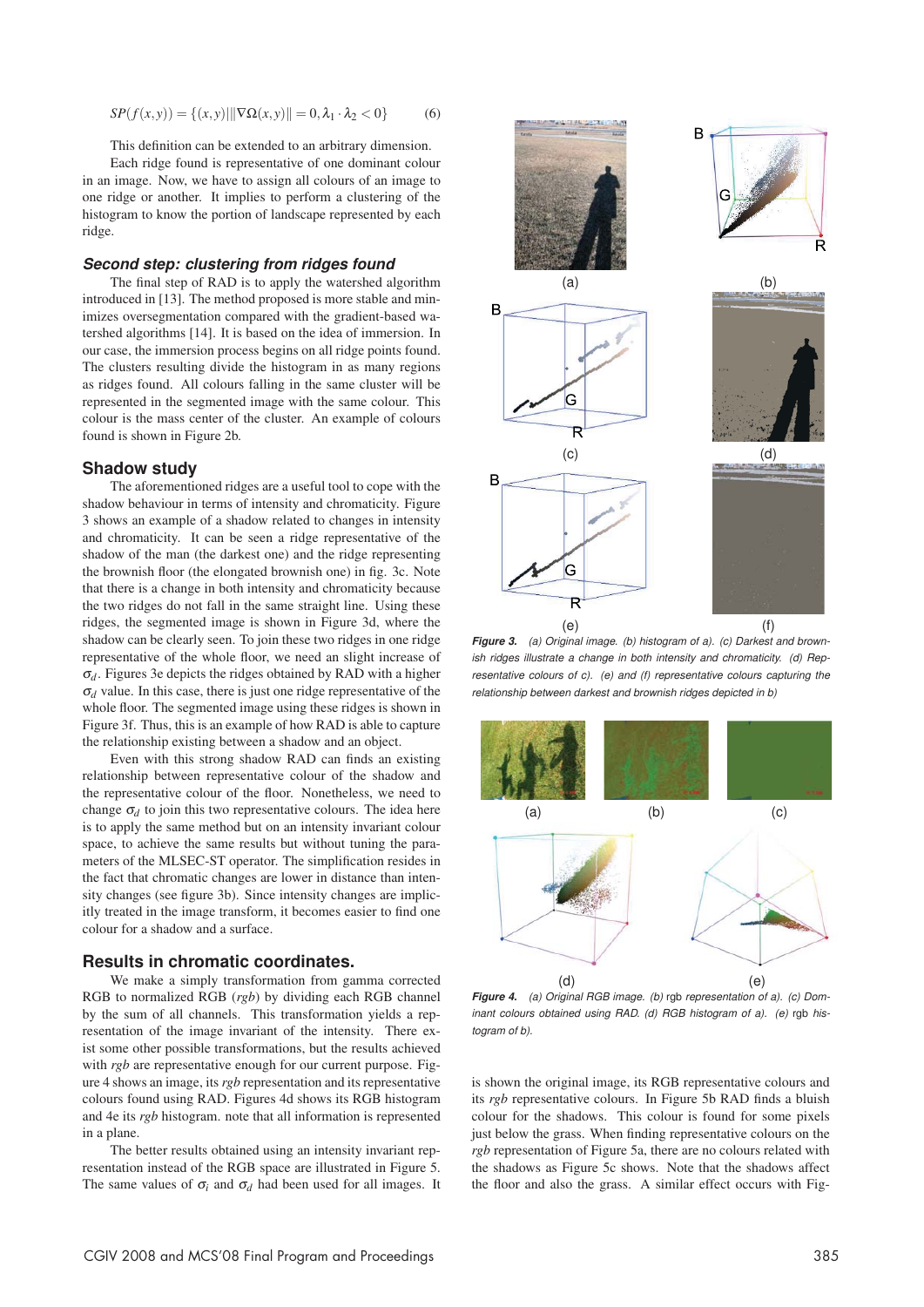$$SP(f(x,y)) = \{(x,y) | \|\nabla\Omega(x,y)\| = 0, \lambda_1 \cdot \lambda_2 < 0\} \qquad (6)$$

This definition can be extended to an arbitrary dimension.

Each ridge found is representative of one dominant colour in an image. Now, we have to assign all colours of an image to one ridge or another. It implies to perform a clustering of the histogram to know the portion of landscape represented by each ridge.

### *Second step: clustering from ridges found*

The final step of RAD is to apply the watershed algorithm introduced in [13]. The method proposed is more stable and minimizes oversegmentation compared with the gradient-based watershed algorithms [14]. It is based on the idea of immersion. In our case, the immersion process begins on all ridge points found. The clusters resulting divide the histogram in as many regions as ridges found. All colours falling in the same cluster will be represented in the segmented image with the same colour. This colour is the mass center of the cluster. An example of colours found is shown in Figure 2b.

## Shadow study

The aforementioned ridges are a useful tool to cope with the shadow behaviour in terms of intensity and chromaticity. Figure 3 shows an example of a shadow related to changes in intensity and chromaticity. It can be seen a ridge representative of the shadow of the man (the darkest one) and the ridge representing the brownish floor (the elongated brownish one) in fig. 3c. Note that there is a change in both intensity and chromaticity because the two ridges do not fall in the same straight line. Using these ridges, the segmented image is shown in Figure 3d, where the shadow can be clearly seen. To join these two ridges in one ridge representative of the whole floor, we need an slight increase of $\sigma_d$. Figures 3e depicts the ridges obtained by RAD with a higher $\sigma_d$ value. In this case, there is just one ridge representative of the whole floor. The segmented image using these ridges is shown in Figure 3f. Thus, this is an example of how RAD is able to capture the relationship existing between a shadow and an object.

Even with this strong shadow RAD can finds an existing relationship between representative colour of the shadow and the representative colour of the floor. Nonetheless, we need to change $\sigma_d$ to join this two representative colours. The idea here is to apply the same method but on an intensity invariant colour space, to achieve the same results but without tuning the parameters of the MLSEC-ST operator. The simplification resides in the fact that chromatic changes are lower in distance than intensity changes (see figure 3b). Since intensity changes are implicitly treated in the image transform, it becomes easier to find one colour for a shadow and a surface.

## Results in chromatic coordinates.

We make a simply transformation from gamma corrected RGB to normalized RGB (*rgb*) by dividing each RGB channel by the sum of all channels. This transformation yields a representation of the image invariant of the intensity. There exist some other possible transformations, but the results achieved with *rgb* are representative enough for our current purpose. Figure 4 shows an image, its *rgb* representation and its representative colours found using RAD. Figures 4d shows its RGB histogram and 4e its *rgb* histogram. note that all information is represented in a plane.

The better results obtained using an intensity invariant representation instead of the RGB space are illustrated in Figure 5. The same values of $\sigma_i$ and $\sigma_d$ had been used for all images. It is shown the original image, its RGB representative colours and its *rgb* representative colours. In Figure 5b RAD finds a bluish colour for the shadows. This colour is found for some pixels just below the grass. When finding representative colours on the *rgb* representation of Figure 5a, there are no colours related with the shadows as Figure 5c shows. Note that the shadows affect the floor and also the grass. A similar effect occurs with Fig-

*Figure 3. (a) Original image. (b) histogram of a). (c) Darkest and brownish ridges illustrate a change in both intensity and chromaticity. (d) Representative colours of c). (e) and (f) representative colours capturing the relationship between darkest and brownish ridges depicted in b)*

*Figure 4. (a) Original RGB image. (b)* rgb *representation of a). (c) Dominant colours obtained using RAD. (d) RGB histogram of a). (e)* rgb *histogram of b).*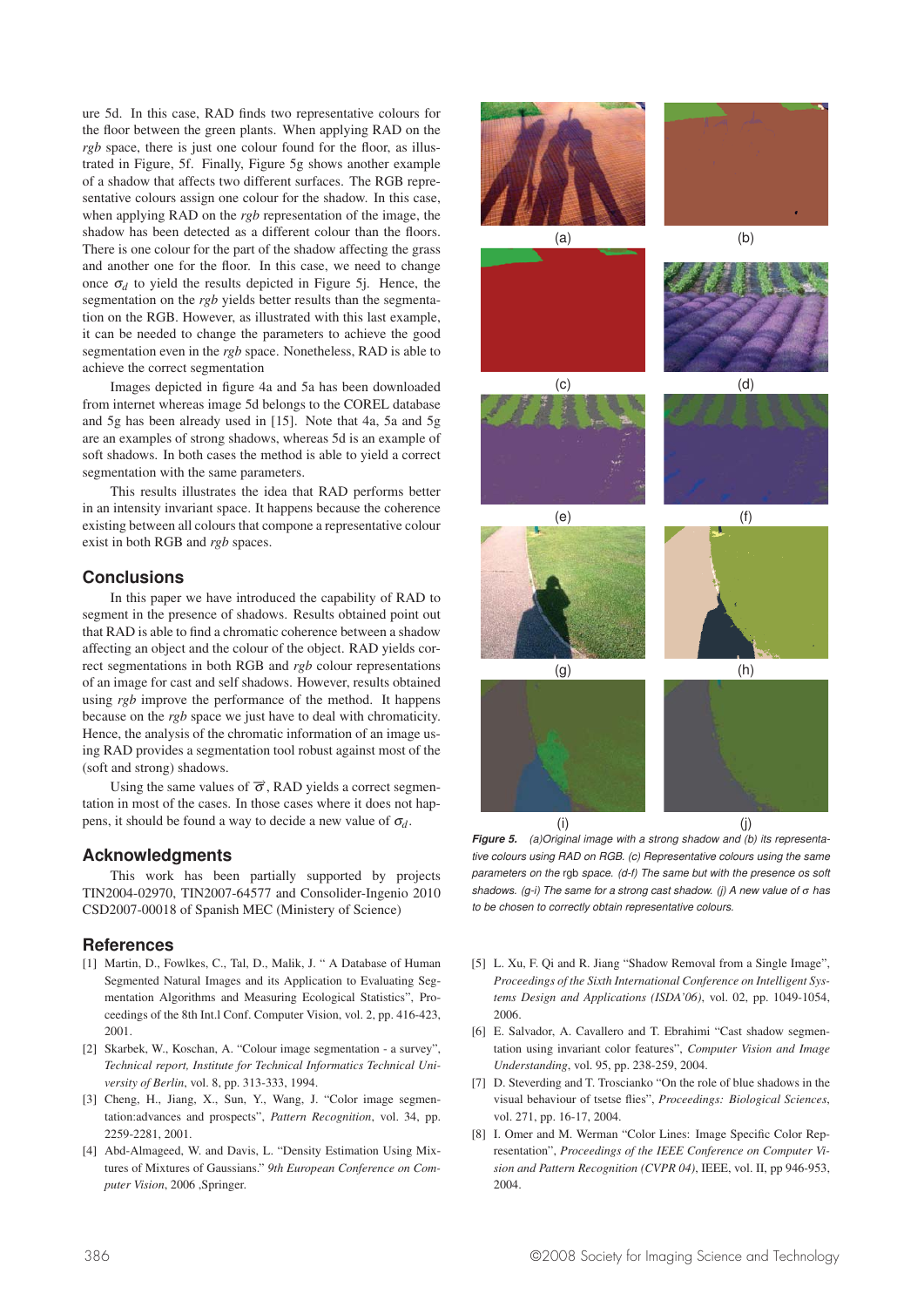ure 5d. In this case, RAD finds two representative colours for the floor between the green plants. When applying RAD on the *rgb* space, there is just one colour found for the floor, as illustrated in Figure, 5f. Finally, Figure 5g shows another example of a shadow that affects two different surfaces. The RGB representative colours assign one colour for the shadow. In this case, when applying RAD on the *rgb* representation of the image, the shadow has been detected as a different colour than the floors. There is one colour for the part of the shadow affecting the grass and another one for the floor. In this case, we need to change once $\sigma_d$ to yield the results depicted in Figure 5j. Hence, the segmentation on the *rgb* yields better results than the segmentation on the RGB. However, as illustrated with this last example, it can be needed to change the parameters to achieve the good segmentation even in the *rgb* space. Nonetheless, RAD is able to achieve the correct segmentation

Images depicted in figure 4a and 5a has been downloaded from internet whereas image 5d belongs to the COREL database and 5g has been already used in [15]. Note that 4a, 5a and 5g are an examples of strong shadows, whereas 5d is an example of soft shadows. In both cases the method is able to yield a correct segmentation with the same parameters.

This results illustrates the idea that RAD performs better in an intensity invariant space. It happens because the coherence existing between all colours that compone a representative colour exist in both RGB and *rgb* spaces.

## Conclusions

In this paper we have introduced the capability of RAD to segment in the presence of shadows. Results obtained point out that RAD is able to find a chromatic coherence between a shadow affecting an object and the colour of the object. RAD yields correct segmentations in both RGB and *rgb* colour representations of an image for cast and self shadows. However, results obtained using *rgb* improve the performance of the method. It happens because on the *rgb* space we just have to deal with chromaticity. Hence, the analysis of the chromatic information of an image using RAD provides a segmentation tool robust against most of the (soft and strong) shadows.

Using the same values of $\vec{\sigma}$, RAD yields a correct segmentation in most of the cases. In those cases where it does not happens, it should be found a way to decide a new value of $\sigma_d$.

## Acknowledgments

This work has been partially supported by projects TIN2004-02970, TIN2007-64577 and Consolider-Ingenio 2010 CSD2007-00018 of Spanish MEC (Ministery of Science)

**Figure 5.** *(a)Original image with a strong shadow and (b) its representative colours using RAD on RGB. (c) Representative colours using the same parameters on the* rgb *space. (d-f) The same but with the presence os soft shadows. (g-i) The same for a strong cast shadow. (j) A new value of $\sigma$ has to be chosen to correctly obtain representative colours.*

## References

[1] Martin, D., Fowlkes, C., Tal, D., Malik, J. " A Database of Human Segmented Natural Images and its Application to Evaluating Segmentation Algorithms and Measuring Ecological Statistics", Proceedings of the 8th Int.l Conf. Computer Vision, vol. 2, pp. 416-423, 2001.

[2] Skarbek, W., Koschan, A. "Colour image segmentation - a survey", *Technical report, Institute for Technical Informatics Technical University of Berlin*, vol. 8, pp. 313-333, 1994.

[3] Cheng, H., Jiang, X., Sun, Y., Wang, J. "Color image segmentation:advances and prospects", *Pattern Recognition*, vol. 34, pp. 2259-2281, 2001.

[4] Abd-Almageed, W. and Davis, L. "Density Estimation Using Mixtures of Mixtures of Gaussians." *9th European Conference on Computer Vision*, 2006 ,Springer.

[5] L. Xu, F. Qi and R. Jiang "Shadow Removal from a Single Image", *Proceedings of the Sixth International Conference on Intelligent Systems Design and Applications (ISDA'06)*, vol. 02, pp. 1049-1054, 2006.

[6] E. Salvador, A. Cavallero and T. Ebrahimi "Cast shadow segmentation using invariant color features", *Computer Vision and Image Understanding*, vol. 95, pp. 238-259, 2004.

[7] D. Steverding and T. Troscianko "On the role of blue shadows in the visual behaviour of tsetse flies", *Proceedings: Biological Sciences*, vol. 271, pp. 16-17, 2004.

[8] I. Omer and M. Werman "Color Lines: Image Specific Color Representation", *Proceedings of the IEEE Conference on Computer Vision and Pattern Recognition (CVPR 04)*, IEEE, vol. II, pp 946-953, 2004.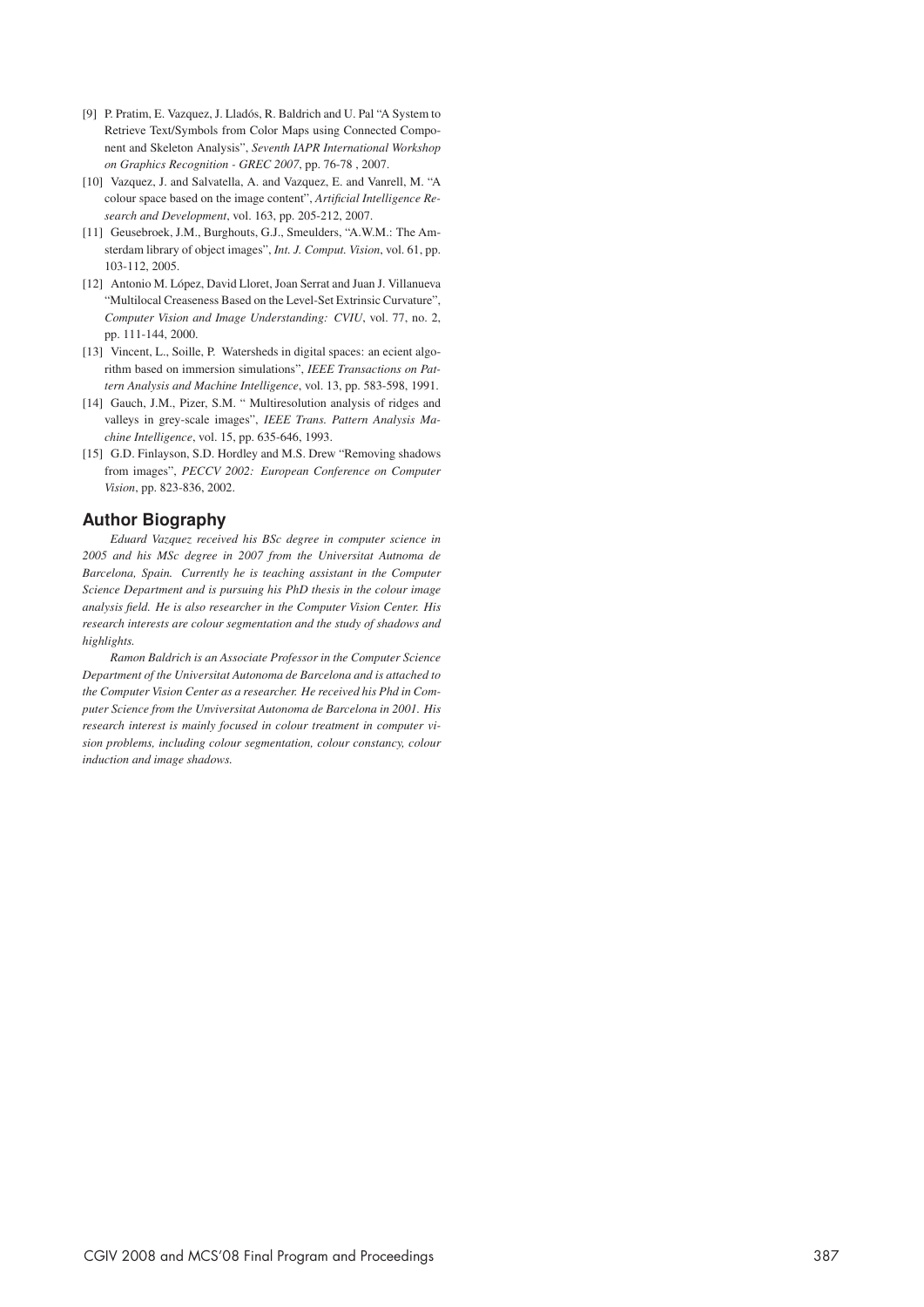[9] P. Pratim, E. Vazquez, J. Lladós, R. Baldrich and U. Pal "A System to Retrieve Text/Symbols from Color Maps using Connected Component and Skeleton Analysis", *Seventh IAPR International Workshop on Graphics Recognition - GREC 2007*, pp. 76-78 , 2007.

[10] Vazquez, J. and Salvatella, A. and Vazquez, E. and Vanrell, M. "A colour space based on the image content", *Artificial Intelligence Research and Development*, vol. 163, pp. 205-212, 2007.

[11] Geusebroek, J.M., Burghouts, G.J., Smeulders, "A.W.M.: The Amsterdam library of object images", *Int. J. Comput. Vision*, vol. 61, pp. 103-112, 2005.

[12] Antonio M. López, David Lloret, Joan Serrat and Juan J. Villanueva "Multilocal Creaseness Based on the Level-Set Extrinsic Curvature", *Computer Vision and Image Understanding: CVIU*, vol. 77, no. 2, pp. 111-144, 2000.

[13] Vincent, L., Soille, P. Watersheds in digital spaces: an ecient algorithm based on immersion simulations", *IEEE Transactions on Pattern Analysis and Machine Intelligence*, vol. 13, pp. 583-598, 1991.

[14] Gauch, J.M., Pizer, S.M. " Multiresolution analysis of ridges and valleys in grey-scale images", *IEEE Trans. Pattern Analysis Machine Intelligence*, vol. 15, pp. 635-646, 1993.

[15] G.D. Finlayson, S.D. Hordley and M.S. Drew "Removing shadows from images", *PECCV 2002: European Conference on Computer Vision*, pp. 823-836, 2002.

## Author Biography

*Eduard Vazquez received his BSc degree in computer science in 2005 and his MSc degree in 2007 from the Universitat Autnoma de Barcelona, Spain. Currently he is teaching assistant in the Computer Science Department and is pursuing his PhD thesis in the colour image analysis field. He is also researcher in the Computer Vision Center. His research interests are colour segmentation and the study of shadows and highlights.*

*Ramon Baldrich is an Associate Professor in the Computer Science Department of the Universitat Autonoma de Barcelona and is attached to the Computer Vision Center as a researcher. He received his Phd in Computer Science from the Unviversitat Autonoma de Barcelona in 2001. His research interest is mainly focused in colour treatment in computer vision problems, including colour segmentation, colour constancy, colour induction and image shadows.*